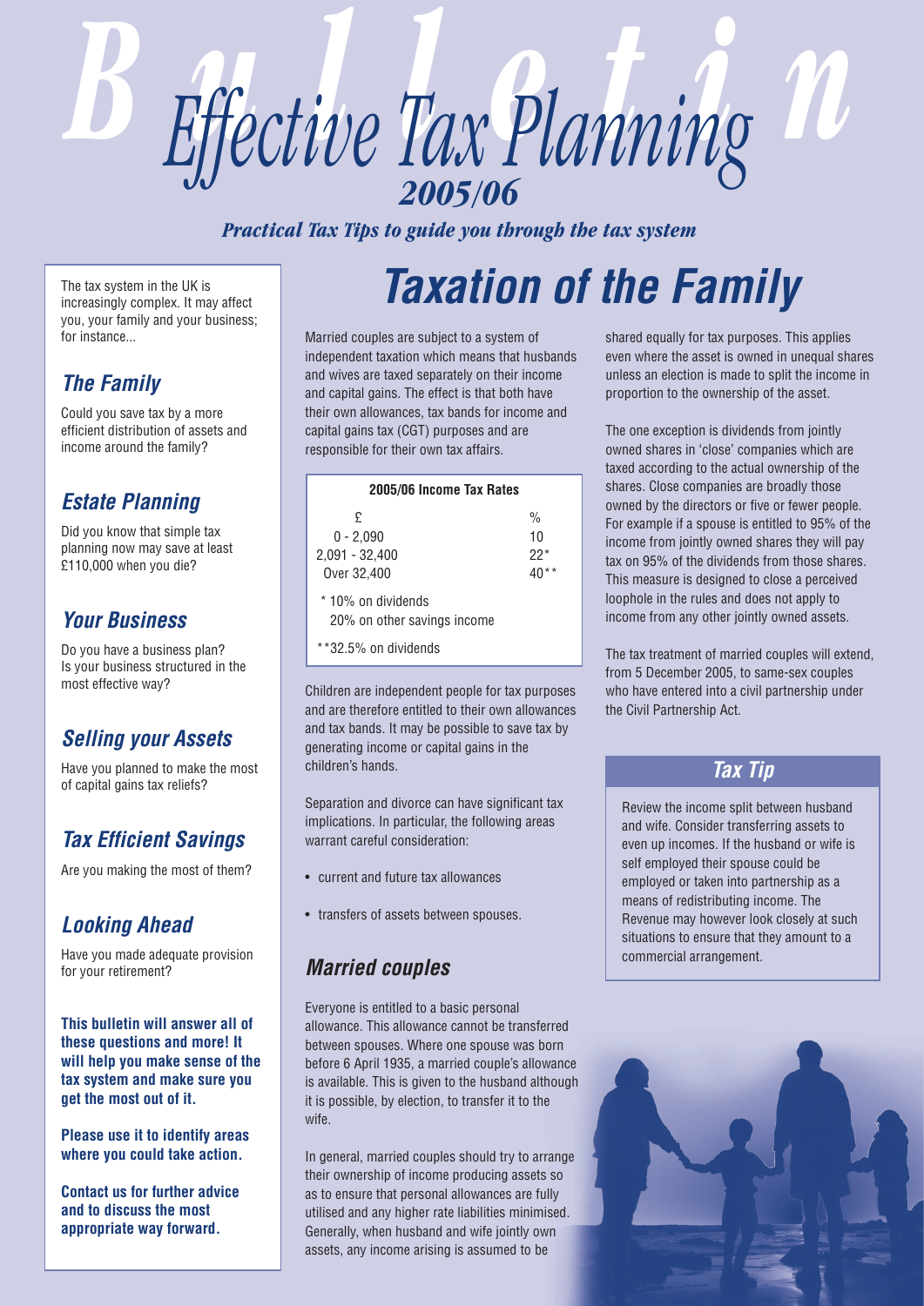# Effective Tax Planning 2005/06

*Practical Tax Tips to guide you through the tax system*

The tax system in the UK is increasingly complex. It may affect you, your family and your business; for instance...

### *The Family*

Could you save tax by a more efficient distribution of assets and income around the family?

### *Estate Planning*

Did you know that simple tax planning now may save at least £110,000 when you die?

### *Your Business*

Do you have a business plan? Is your business structured in the most effective way?

### *Selling your Assets*

Have you planned to make the most of capital gains tax reliefs?

### *Tax Efficient Savings*

Are you making the most of them?

### *Looking Ahead*

Have you made adequate provision for your retirement?

**This bulletin will answer all of these questions and more! It will help you make sense of the tax system and make sure you get the most out of it.**

**Please use it to identify areas where you could take action.**

**Contact us for further advice and to discuss the most appropriate way forward.**

## *Taxation of the Family*

Married couples are subject to a system of independent taxation which means that husbands and wives are taxed separately on their income and capital gains. The effect is that both have their own allowances, tax bands for income and capital gains tax (CGT) purposes and are responsible for their own tax affairs.

**2005/06 Income Tax Rates**

| £ | % |
|---|---|
| 0 - 2,090 | 10 |
| 2,091 - 32,400 | 22* |
| Over 32,400 | 40** |

\* 10% on dividends
20% on other savings income

\*\*32.5% on dividends

Children are independent people for tax purposes and are therefore entitled to their own allowances and tax bands. It may be possible to save tax by generating income or capital gains in the children's hands.

Separation and divorce can have significant tax implications. In particular, the following areas warrant careful consideration:

- current and future tax allowances
- transfers of assets between spouses.

### *Married couples*

Everyone is entitled to a basic personal allowance. This allowance cannot be transferred between spouses. Where one spouse was born before 6 April 1935, a married couple's allowance is available. This is given to the husband although it is possible, by election, to transfer it to the wife.

In general, married couples should try to arrange their ownership of income producing assets so as to ensure that personal allowances are fully utilised and any higher rate liabilities minimised. Generally, when husband and wife jointly own assets, any income arising is assumed to be shared equally for tax purposes. This applies even where the asset is owned in unequal shares unless an election is made to split the income in proportion to the ownership of the asset.

The one exception is dividends from jointly owned shares in 'close' companies which are taxed according to the actual ownership of the shares. Close companies are broadly those owned by the directors or five or fewer people. For example if a spouse is entitled to 95% of the income from jointly owned shares they will pay tax on 95% of the dividends from those shares. This measure is designed to close a perceived loophole in the rules and does not apply to income from any other jointly owned assets.

The tax treatment of married couples will extend, from 5 December 2005, to same-sex couples who have entered into a civil partnership under the Civil Partnership Act.

### *Tax Tip*

Review the income split between husband and wife. Consider transferring assets to even up incomes. If the husband or wife is self employed their spouse could be employed or taken into partnership as a means of redistributing income. The Revenue may however look closely at such situations to ensure that they amount to a commercial arrangement.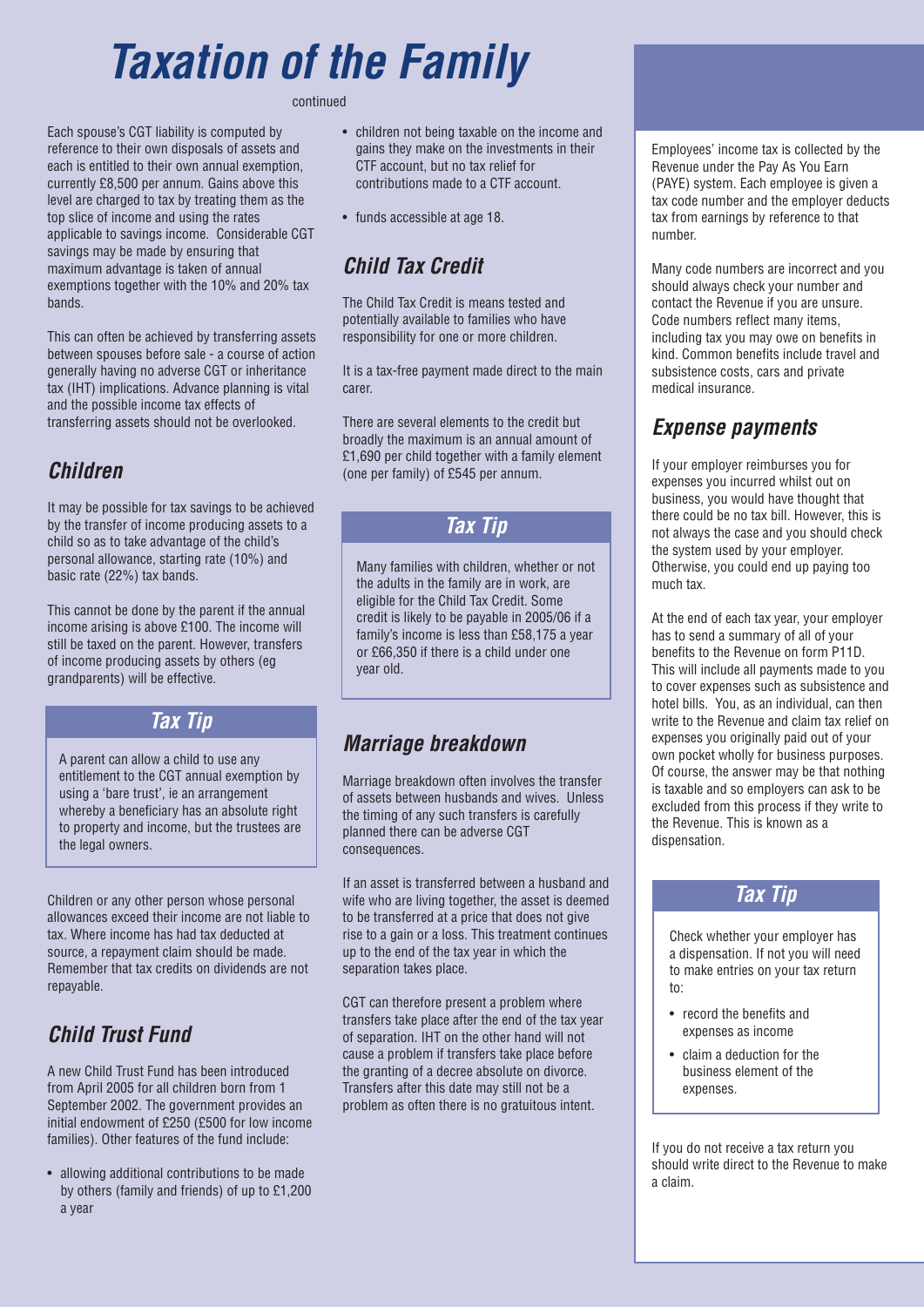# Taxation of the Family

continued

Each spouse's CGT liability is computed by reference to their own disposals of assets and each is entitled to their own annual exemption, currently £8,500 per annum. Gains above this level are charged to tax by treating them as the top slice of income and using the rates applicable to savings income. Considerable CGT savings may be made by ensuring that maximum advantage is taken of annual exemptions together with the 10% and 20% tax bands.

This can often be achieved by transferring assets between spouses before sale - a course of action generally having no adverse CGT or inheritance tax (IHT) implications. Advance planning is vital and the possible income tax effects of transferring assets should not be overlooked.

## Children

It may be possible for tax savings to be achieved by the transfer of income producing assets to a child so as to take advantage of the child's personal allowance, starting rate (10%) and basic rate (22%) tax bands.

This cannot be done by the parent if the annual income arising is above £100. The income will still be taxed on the parent. However, transfers of income producing assets by others (eg grandparents) will be effective.

### Tax Tip

A parent can allow a child to use any entitlement to the CGT annual exemption by using a 'bare trust', ie an arrangement whereby a beneficiary has an absolute right to property and income, but the trustees are the legal owners.

Children or any other person whose personal allowances exceed their income are not liable to tax. Where income has had tax deducted at source, a repayment claim should be made. Remember that tax credits on dividends are not repayable.

## Child Trust Fund

A new Child Trust Fund has been introduced from April 2005 for all children born from 1 September 2002. The government provides an initial endowment of £250 (£500 for low income families). Other features of the fund include:

- allowing additional contributions to be made by others (family and friends) of up to £1,200 a year
- children not being taxable on the income and gains they make on the investments in their CTF account, but no tax relief for contributions made to a CTF account.
- funds accessible at age 18.

## Child Tax Credit

The Child Tax Credit is means tested and potentially available to families who have responsibility for one or more children.

It is a tax-free payment made direct to the main carer.

There are several elements to the credit but broadly the maximum is an annual amount of £1,690 per child together with a family element (one per family) of £545 per annum.

### Tax Tip

Many families with children, whether or not the adults in the family are in work, are eligible for the Child Tax Credit. Some credit is likely to be payable in 2005/06 if a family's income is less than £58,175 a year or £66,350 if there is a child under one year old.

## Marriage breakdown

Marriage breakdown often involves the transfer of assets between husbands and wives. Unless the timing of any such transfers is carefully planned there can be adverse CGT consequences.

If an asset is transferred between a husband and wife who are living together, the asset is deemed to be transferred at a price that does not give rise to a gain or a loss. This treatment continues up to the end of the tax year in which the separation takes place.

CGT can therefore present a problem where transfers take place after the end of the tax year of separation. IHT on the other hand will not cause a problem if transfers take place before the granting of a decree absolute on divorce. Transfers after this date may still not be a problem as often there is no gratuitous intent.

Employees' income tax is collected by the Revenue under the Pay As You Earn (PAYE) system. Each employee is given a tax code number and the employer deducts tax from earnings by reference to that number.

Many code numbers are incorrect and you should always check your number and contact the Revenue if you are unsure. Code numbers reflect many items, including tax you may owe on benefits in kind. Common benefits include travel and subsistence costs, cars and private medical insurance.

## Expense payments

If your employer reimburses you for expenses you incurred whilst out on business, you would have thought that there could be no tax bill. However, this is not always the case and you should check the system used by your employer. Otherwise, you could end up paying too much tax.

At the end of each tax year, your employer has to send a summary of all of your benefits to the Revenue on form P11D. This will include all payments made to you to cover expenses such as subsistence and hotel bills. You, as an individual, can then write to the Revenue and claim tax relief on expenses you originally paid out of your own pocket wholly for business purposes. Of course, the answer may be that nothing is taxable and so employers can ask to be excluded from this process if they write to the Revenue. This is known as a dispensation.

### Tax Tip

Check whether your employer has a dispensation. If not you will need to make entries on your tax return to:

- record the benefits and expenses as income
- claim a deduction for the business element of the expenses.

If you do not receive a tax return you should write direct to the Revenue to make a claim.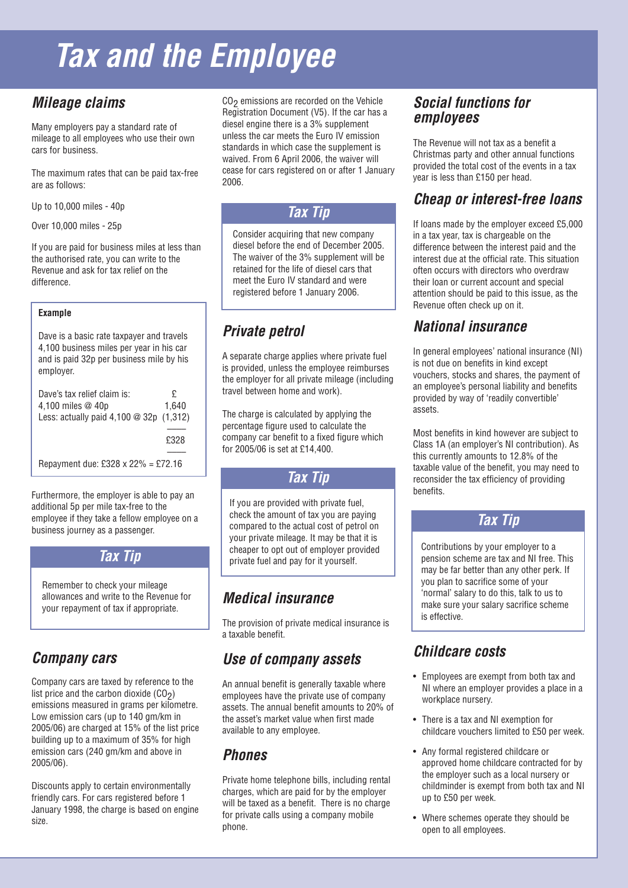# Tax and the Employee

## Mileage claims

Many employers pay a standard rate of mileage to all employees who use their own cars for business.

The maximum rates that can be paid tax-free are as follows:

Up to 10,000 miles - 40p

Over 10,000 miles - 25p

If you are paid for business miles at less than the authorised rate, you can write to the Revenue and ask for tax relief on the difference.

**Example**

Dave is a basic rate taxpayer and travels 4,100 business miles per year in his car and is paid 32p per business mile by his employer.

| Dave's tax relief claim is: | £ |
|---|---|
| 4,100 miles @ 40p | 1,640 |
| Less: actually paid 4,100 @ 32p | (1,312) |
| | £328 |

Repayment due: £328 x 22% = £72.16

Furthermore, the employer is able to pay an additional 5p per mile tax-free to the employee if they take a fellow employee on a business journey as a passenger.

### Tax Tip

Remember to check your mileage allowances and write to the Revenue for your repayment of tax if appropriate.

## Company cars

Company cars are taxed by reference to the list price and the carbon dioxide ($CO_2$) emissions measured in grams per kilometre. Low emission cars (up to 140 gm/km in 2005/06) are charged at 15% of the list price building up to a maximum of 35% for high emission cars (240 gm/km and above in 2005/06).

Discounts apply to certain environmentally friendly cars. For cars registered before 1 January 1998, the charge is based on engine size.

$CO_2$ emissions are recorded on the Vehicle Registration Document (V5). If the car has a diesel engine there is a 3% supplement unless the car meets the Euro IV emission standards in which case the supplement is waived. From 6 April 2006, the waiver will cease for cars registered on or after 1 January 2006.

### Tax Tip

Consider acquiring that new company diesel before the end of December 2005. The waiver of the 3% supplement will be retained for the life of diesel cars that meet the Euro IV standard and were registered before 1 January 2006.

## Private petrol

A separate charge applies where private fuel is provided, unless the employee reimburses the employer for all private mileage (including travel between home and work).

The charge is calculated by applying the percentage figure used to calculate the company car benefit to a fixed figure which for 2005/06 is set at £14,400.

### Tax Tip

If you are provided with private fuel, check the amount of tax you are paying compared to the actual cost of petrol on your private mileage. It may be that it is cheaper to opt out of employer provided private fuel and pay for it yourself.

## Medical insurance

The provision of private medical insurance is a taxable benefit.

## Use of company assets

An annual benefit is generally taxable where employees have the private use of company assets. The annual benefit amounts to 20% of the asset's market value when first made available to any employee.

## Phones

Private home telephone bills, including rental charges, which are paid for by the employer will be taxed as a benefit. There is no charge for private calls using a company mobile phone.

## Social functions for employees

The Revenue will not tax as a benefit a Christmas party and other annual functions provided the total cost of the events in a tax year is less than £150 per head.

## Cheap or interest-free loans

If loans made by the employer exceed £5,000 in a tax year, tax is chargeable on the difference between the interest paid and the interest due at the official rate. This situation often occurs with directors who overdraw their loan or current account and special attention should be paid to this issue, as the Revenue often check up on it.

## National insurance

In general employees' national insurance (NI) is not due on benefits in kind except vouchers, stocks and shares, the payment of an employee's personal liability and benefits provided by way of 'readily convertible' assets.

Most benefits in kind however are subject to Class 1A (an employer's NI contribution). As this currently amounts to 12.8% of the taxable value of the benefit, you may need to reconsider the tax efficiency of providing benefits.

### Tax Tip

Contributions by your employer to a pension scheme are tax and NI free. This may be far better than any other perk. If you plan to sacrifice some of your 'normal' salary to do this, talk to us to make sure your salary sacrifice scheme is effective.

## Childcare costs

- Employees are exempt from both tax and NI where an employer provides a place in a workplace nursery.
- There is a tax and NI exemption for childcare vouchers limited to £50 per week.
- Any formal registered childcare or approved home childcare contracted for by the employer such as a local nursery or childminder is exempt from both tax and NI up to £50 per week.
- Where schemes operate they should be open to all employees.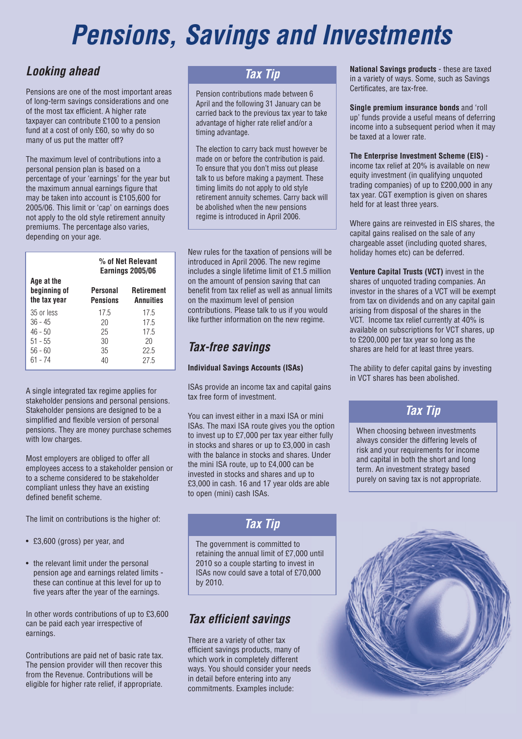# Pensions, Savings and Investments

## Looking ahead

Pensions are one of the most important areas of long-term savings considerations and one of the most tax efficient. A higher rate taxpayer can contribute £100 to a pension fund at a cost of only £60, so why do so many of us put the matter off?

The maximum level of contributions into a personal pension plan is based on a percentage of your 'earnings' for the year but the maximum annual earnings figure that may be taken into account is £105,600 for 2005/06. This limit or 'cap' on earnings does not apply to the old style retirement annuity premiums. The percentage also varies, depending on your age.

| Age at the beginning of the tax year | % of Net Relevant Earnings 2005/06 | |
|---|---|---|
| | **Personal Pensions** | **Retirement Annuities** |
| 35 or less | 17.5 | 17.5 |
| 36 - 45 | 20 | 17.5 |
| 46 - 50 | 25 | 17.5 |
| 51 - 55 | 30 | 20 |
| 56 - 60 | 35 | 22.5 |
| 61 - 74 | 40 | 27.5 |

A single integrated tax regime applies for stakeholder pensions and personal pensions. Stakeholder pensions are designed to be a simplified and flexible version of personal pensions. They are money purchase schemes with low charges.

Most employers are obliged to offer all employees access to a stakeholder pension or to a scheme considered to be stakeholder compliant unless they have an existing defined benefit scheme.

The limit on contributions is the higher of:

- £3,600 (gross) per year, and
- the relevant limit under the personal pension age and earnings related limits - these can continue at this level for up to five years after the year of the earnings.

In other words contributions of up to £3,600 can be paid each year irrespective of earnings.

Contributions are paid net of basic rate tax. The pension provider will then recover this from the Revenue. Contributions will be eligible for higher rate relief, if appropriate.

### Tax Tip

Pension contributions made between 6 April and the following 31 January can be carried back to the previous tax year to take advantage of higher rate relief and/or a timing advantage.

The election to carry back must however be made on or before the contribution is paid. To ensure that you don't miss out please talk to us before making a payment. These timing limits do not apply to old style retirement annuity schemes. Carry back will be abolished when the new pensions regime is introduced in April 2006.

New rules for the taxation of pensions will be introduced in April 2006. The new regime includes a single lifetime limit of £1.5 million on the amount of pension saving that can benefit from tax relief as well as annual limits on the maximum level of pension contributions. Please talk to us if you would like further information on the new regime.

## Tax-free savings

**Individual Savings Accounts (ISAs)**

ISAs provide an income tax and capital gains tax free form of investment.

You can invest either in a maxi ISA or mini ISAs. The maxi ISA route gives you the option to invest up to £7,000 per tax year either fully in stocks and shares or up to £3,000 in cash with the balance in stocks and shares. Under the mini ISA route, up to £4,000 can be invested in stocks and shares and up to £3,000 in cash. 16 and 17 year olds are able to open (mini) cash ISAs.

### Tax Tip

The government is committed to retaining the annual limit of £7,000 until 2010 so a couple starting to invest in ISAs now could save a total of £70,000 by 2010.

## Tax efficient savings

There are a variety of other tax efficient savings products, many of which work in completely different ways. You should consider your needs in detail before entering into any commitments. Examples include:

**National Savings products** - these are taxed in a variety of ways. Some, such as Savings Certificates, are tax-free.

**Single premium insurance bonds** and 'roll up' funds provide a useful means of deferring income into a subsequent period when it may be taxed at a lower rate.

**The Enterprise Investment Scheme (EIS)** - income tax relief at 20% is available on new equity investment (in qualifying unquoted trading companies) of up to £200,000 in any tax year. CGT exemption is given on shares held for at least three years.

Where gains are reinvested in EIS shares, the capital gains realised on the sale of any chargeable asset (including quoted shares, holiday homes etc) can be deferred.

**Venture Capital Trusts (VCT)** invest in the shares of unquoted trading companies. An investor in the shares of a VCT will be exempt from tax on dividends and on any capital gain arising from disposal of the shares in the VCT. Income tax relief currently at 40% is available on subscriptions for VCT shares, up to £200,000 per tax year so long as the shares are held for at least three years.

The ability to defer capital gains by investing in VCT shares has been abolished.

### Tax Tip

When choosing between investments always consider the differing levels of risk and your requirements for income and capital in both the short and long term. An investment strategy based purely on saving tax is not appropriate.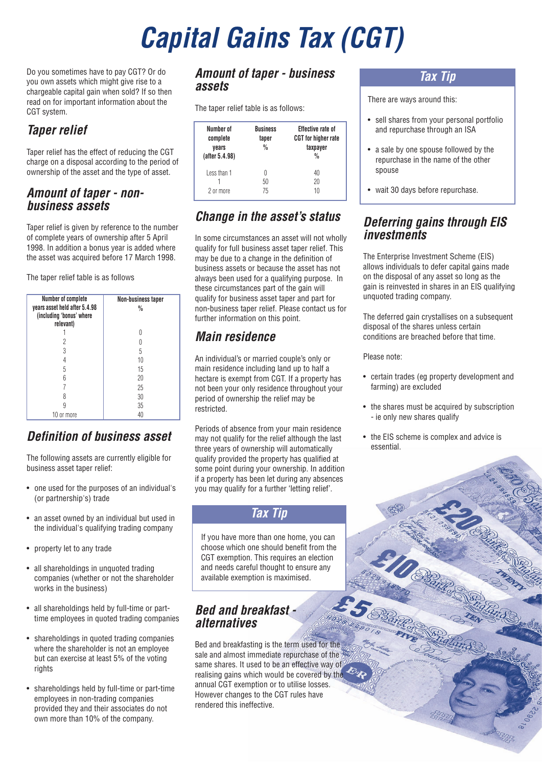# Capital Gains Tax (CGT)

Do you sometimes have to pay CGT? Or do you own assets which might give rise to a chargeable capital gain when sold? If so then read on for important information about the CGT system.

## Taper relief

Taper relief has the effect of reducing the CGT charge on a disposal according to the period of ownership of the asset and the type of asset.

## Amount of taper - non-business assets

Taper relief is given by reference to the number of complete years of ownership after 5 April 1998. In addition a bonus year is added where the asset was acquired before 17 March 1998.

The taper relief table is as follows

| Number of complete years asset held after 5.4.98 (including 'bonus' where relevant) | Non-business taper % |
|---|---|
| 1 | 0 |
| 2 | 0 |
| 3 | 5 |
| 4 | 10 |
| 5 | 15 |
| 6 | 20 |
| 7 | 25 |
| 8 | 30 |
| 9 | 35 |
| 10 or more | 40 |

## Definition of business asset

The following assets are currently eligible for business asset taper relief:

- one used for the purposes of an individual's (or partnership's) trade
- an asset owned by an individual but used in the individual's qualifying trading company
- property let to any trade
- all shareholdings in unquoted trading companies (whether or not the shareholder works in the business)
- all shareholdings held by full-time or part-time employees in quoted trading companies
- shareholdings in quoted trading companies where the shareholder is not an employee but can exercise at least 5% of the voting rights
- shareholdings held by full-time or part-time employees in non-trading companies provided they and their associates do not own more than 10% of the company.

## Amount of taper - business assets

The taper relief table is as follows:

| Number of complete years (after 5.4.98) | Business taper % | Effective rate of CGT for higher rate taxpayer % |
|---|---|---|
| Less than 1 | 0 | 40 |
| 1 | 50 | 20 |
| 2 or more | 75 | 10 |

## Change in the asset's status

In some circumstances an asset will not wholly qualify for full business asset taper relief. This may be due to a change in the definition of business assets or because the asset has not always been used for a qualifying purpose. In these circumstances part of the gain will qualify for business asset taper and part for non-business taper relief. Please contact us for further information on this point.

## Main residence

An individual's or married couple's only or main residence including land up to half a hectare is exempt from CGT. If a property has not been your only residence throughout your period of ownership the relief may be restricted.

Periods of absence from your main residence may not qualify for the relief although the last three years of ownership will automatically qualify provided the property has qualified at some point during your ownership. In addition if a property has been let during any absences you may qualify for a further 'letting relief'.

### Tax Tip

If you have more than one home, you can choose which one should benefit from the CGT exemption. This requires an election and needs careful thought to ensure any available exemption is maximised.

## Bed and breakfast - alternatives

Bed and breakfasting is the term used for the sale and almost immediate repurchase of the same shares. It used to be an effective way of realising gains which would be covered by the annual CGT exemption or to utilise losses. However changes to the CGT rules have rendered this ineffective.

### Tax Tip

There are ways around this:

- sell shares from your personal portfolio and repurchase through an ISA
- a sale by one spouse followed by the repurchase in the name of the other spouse
- wait 30 days before repurchase.

## Deferring gains through EIS investments

The Enterprise Investment Scheme (EIS) allows individuals to defer capital gains made on the disposal of any asset so long as the gain is reinvested in shares in an EIS qualifying unquoted trading company.

The deferred gain crystallises on a subsequent disposal of the shares unless certain conditions are breached before that time.

Please note:

- certain trades (eg property development and farming) are excluded
- the shares must be acquired by subscription - ie only new shares qualify
- the EIS scheme is complex and advice is essential.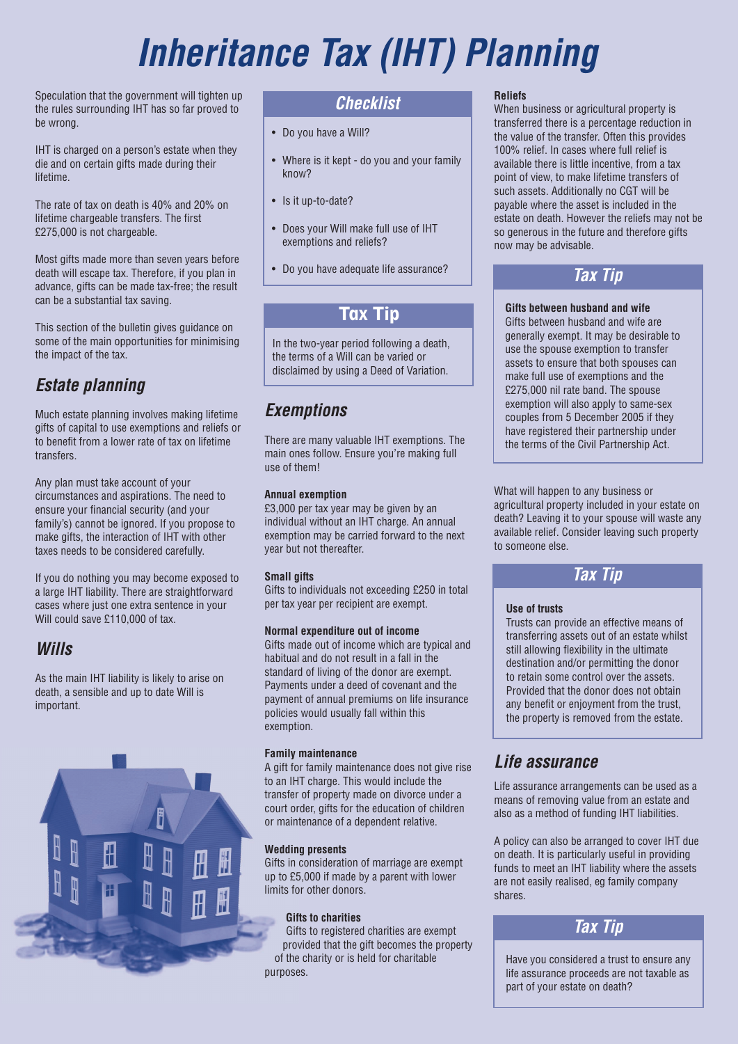# Inheritance Tax (IHT) Planning

Speculation that the government will tighten up the rules surrounding IHT has so far proved to be wrong.

IHT is charged on a person's estate when they die and on certain gifts made during their lifetime.

The rate of tax on death is 40% and 20% on lifetime chargeable transfers. The first £275,000 is not chargeable.

Most gifts made more than seven years before death will escape tax. Therefore, if you plan in advance, gifts can be made tax-free; the result can be a substantial tax saving.

This section of the bulletin gives guidance on some of the main opportunities for minimising the impact of the tax.

## Estate planning

Much estate planning involves making lifetime gifts of capital to use exemptions and reliefs or to benefit from a lower rate of tax on lifetime transfers.

Any plan must take account of your circumstances and aspirations. The need to ensure your financial security (and your family's) cannot be ignored. If you propose to make gifts, the interaction of IHT with other taxes needs to be considered carefully.

If you do nothing you may become exposed to a large IHT liability. There are straightforward cases where just one extra sentence in your Will could save £110,000 of tax.

## Wills

As the main IHT liability is likely to arise on death, a sensible and up to date Will is important.

### Checklist

- Do you have a Will?
- Where is it kept - do you and your family know?
- Is it up-to-date?
- Does your Will make full use of IHT exemptions and reliefs?
- Do you have adequate life assurance?

### Tax Tip

In the two-year period following a death, the terms of a Will can be varied or disclaimed by using a Deed of Variation.

## Exemptions

There are many valuable IHT exemptions. The main ones follow. Ensure you're making full use of them!

**Annual exemption**
£3,000 per tax year may be given by an individual without an IHT charge. An annual exemption may be carried forward to the next year but not thereafter.

**Small gifts**
Gifts to individuals not exceeding £250 in total per tax year per recipient are exempt.

**Normal expenditure out of income**
Gifts made out of income which are typical and habitual and do not result in a fall in the standard of living of the donor are exempt. Payments under a deed of covenant and the payment of annual premiums on life insurance policies would usually fall within this exemption.

**Family maintenance**
A gift for family maintenance does not give rise to an IHT charge. This would include the transfer of property made on divorce under a court order, gifts for the education of children or maintenance of a dependent relative.

**Wedding presents**
Gifts in consideration of marriage are exempt up to £5,000 if made by a parent with lower limits for other donors.

**Gifts to charities**
Gifts to registered charities are exempt provided that the gift becomes the property of the charity or is held for charitable purposes.

**Reliefs**
When business or agricultural property is transferred there is a percentage reduction in the value of the transfer. Often this provides 100% relief. In cases where full relief is available there is little incentive, from a tax point of view, to make lifetime transfers of such assets. Additionally no CGT will be payable where the asset is included in the estate on death. However the reliefs may not be so generous in the future and therefore gifts now may be advisable.

### Tax Tip

**Gifts between husband and wife**
Gifts between husband and wife are generally exempt. It may be desirable to use the spouse exemption to transfer assets to ensure that both spouses can make full use of exemptions and the £275,000 nil rate band. The spouse exemption will also apply to same-sex couples from 5 December 2005 if they have registered their partnership under the terms of the Civil Partnership Act.

What will happen to any business or agricultural property included in your estate on death? Leaving it to your spouse will waste any available relief. Consider leaving such property to someone else.

### Tax Tip

**Use of trusts**
Trusts can provide an effective means of transferring assets out of an estate whilst still allowing flexibility in the ultimate destination and/or permitting the donor to retain some control over the assets. Provided that the donor does not obtain any benefit or enjoyment from the trust, the property is removed from the estate.

## Life assurance

Life assurance arrangements can be used as a means of removing value from an estate and also as a method of funding IHT liabilities.

A policy can also be arranged to cover IHT due on death. It is particularly useful in providing funds to meet an IHT liability where the assets are not easily realised, eg family company shares.

### Tax Tip

Have you considered a trust to ensure any life assurance proceeds are not taxable as part of your estate on death?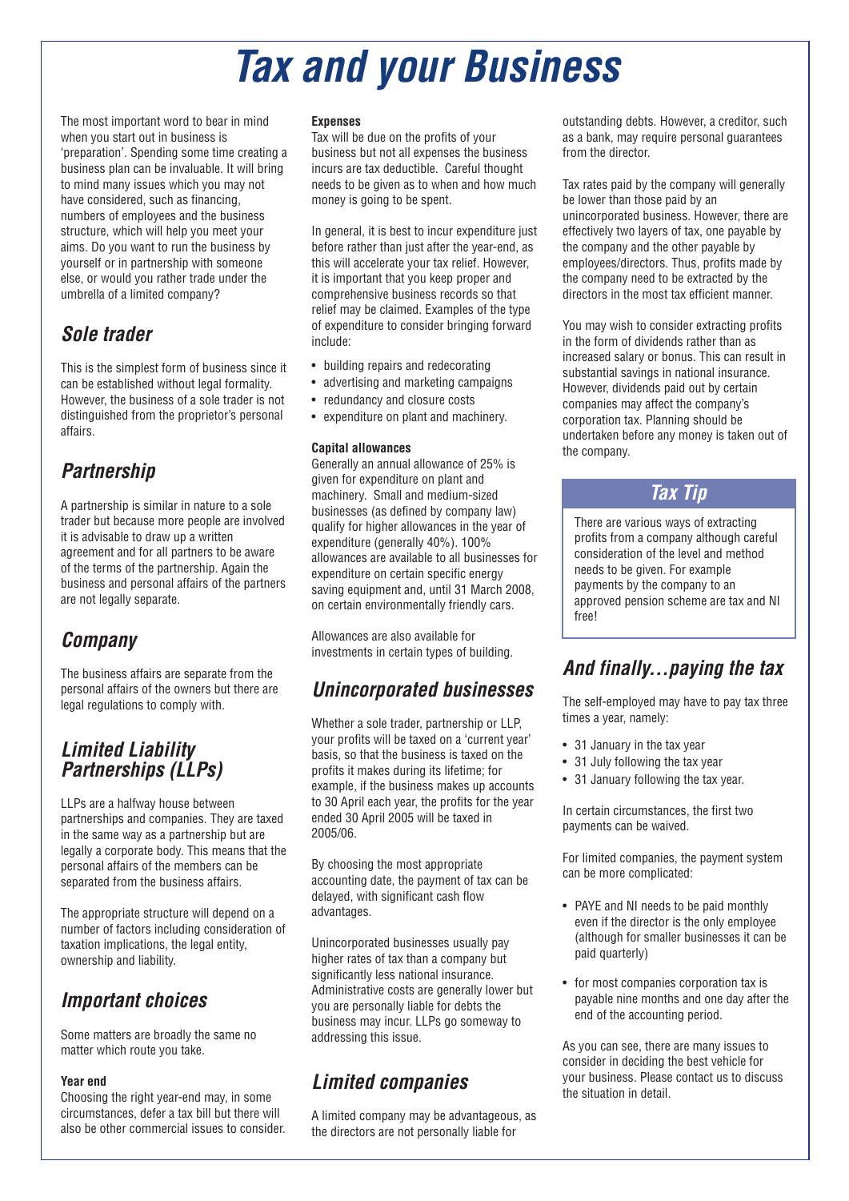# Tax and your Business

The most important word to bear in mind when you start out in business is 'preparation'. Spending some time creating a business plan can be invaluable. It will bring to mind many issues which you may not have considered, such as financing, numbers of employees and the business structure, which will help you meet your aims. Do you want to run the business by yourself or in partnership with someone else, or would you rather trade under the umbrella of a limited company?

## Sole trader

This is the simplest form of business since it can be established without legal formality. However, the business of a sole trader is not distinguished from the proprietor's personal affairs.

## Partnership

A partnership is similar in nature to a sole trader but because more people are involved it is advisable to draw up a written agreement and for all partners to be aware of the terms of the partnership. Again the business and personal affairs of the partners are not legally separate.

## Company

The business affairs are separate from the personal affairs of the owners but there are legal regulations to comply with.

## Limited Liability Partnerships (LLPs)

LLPs are a halfway house between partnerships and companies. They are taxed in the same way as a partnership but are legally a corporate body. This means that the personal affairs of the members can be separated from the business affairs.

The appropriate structure will depend on a number of factors including consideration of taxation implications, the legal entity, ownership and liability.

## Important choices

Some matters are broadly the same no matter which route you take.

**Year end**

Choosing the right year-end may, in some circumstances, defer a tax bill but there will also be other commercial issues to consider.

**Expenses**

Tax will be due on the profits of your business but not all expenses the business incurs are tax deductible. Careful thought needs to be given as to when and how much money is going to be spent.

In general, it is best to incur expenditure just before rather than just after the year-end, as this will accelerate your tax relief. However, it is important that you keep proper and comprehensive business records so that relief may be claimed. Examples of the type of expenditure to consider bringing forward include:

- building repairs and redecorating
- advertising and marketing campaigns
- redundancy and closure costs
- expenditure on plant and machinery.

**Capital allowances**

Generally an annual allowance of 25% is given for expenditure on plant and machinery. Small and medium-sized businesses (as defined by company law) qualify for higher allowances in the year of expenditure (generally 40%). 100% allowances are available to all businesses for expenditure on certain specific energy saving equipment and, until 31 March 2008, on certain environmentally friendly cars.

Allowances are also available for investments in certain types of building.

## Unincorporated businesses

Whether a sole trader, partnership or LLP, your profits will be taxed on a 'current year' basis, so that the business is taxed on the profits it makes during its lifetime; for example, if the business makes up accounts to 30 April each year, the profits for the year ended 30 April 2005 will be taxed in 2005/06.

By choosing the most appropriate accounting date, the payment of tax can be delayed, with significant cash flow advantages.

Unincorporated businesses usually pay higher rates of tax than a company but significantly less national insurance. Administrative costs are generally lower but you are personally liable for debts the business may incur. LLPs go someway to addressing this issue.

## Limited companies

A limited company may be advantageous, as the directors are not personally liable for outstanding debts. However, a creditor, such as a bank, may require personal guarantees from the director.

Tax rates paid by the company will generally be lower than those paid by an unincorporated business. However, there are effectively two layers of tax, one payable by the company and the other payable by employees/directors. Thus, profits made by the company need to be extracted by the directors in the most tax efficient manner.

You may wish to consider extracting profits in the form of dividends rather than as increased salary or bonus. This can result in substantial savings in national insurance. However, dividends paid out by certain companies may affect the company's corporation tax. Planning should be undertaken before any money is taken out of the company.

### Tax Tip

There are various ways of extracting profits from a company although careful consideration of the level and method needs to be given. For example payments by the company to an approved pension scheme are tax and NI free!

## And finally…paying the tax

The self-employed may have to pay tax three times a year, namely:

- 31 January in the tax year
- 31 July following the tax year
- 31 January following the tax year.

In certain circumstances, the first two payments can be waived.

For limited companies, the payment system can be more complicated:

- PAYE and NI needs to be paid monthly even if the director is the only employee (although for smaller businesses it can be paid quarterly)
- for most companies corporation tax is payable nine months and one day after the end of the accounting period.

As you can see, there are many issues to consider in deciding the best vehicle for your business. Please contact us to discuss the situation in detail.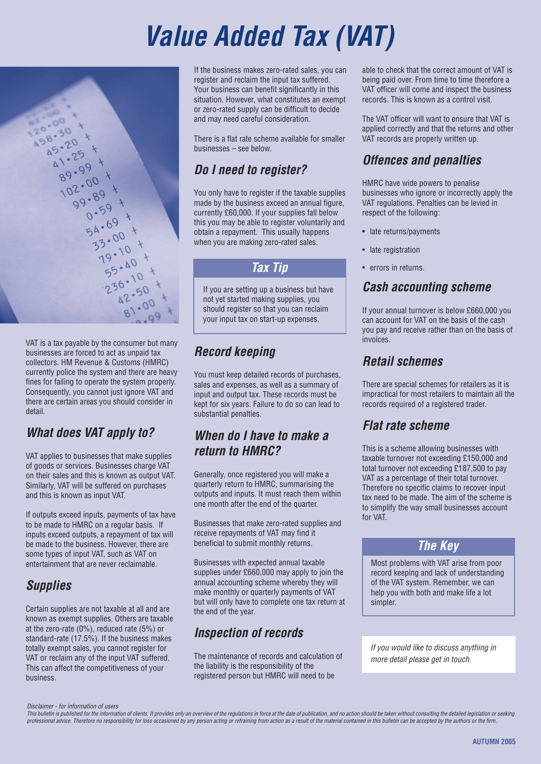# Value Added Tax (VAT)

VAT is a tax payable by the consumer but many businesses are forced to act as unpaid tax collectors. HM Revenue & Customs (HMRC) currently police the system and there are heavy fines for failing to operate the system properly. Consequently, you cannot just ignore VAT and there are certain areas you should consider in detail.

## What does VAT apply to?

VAT applies to businesses that make supplies of goods or services. Businesses charge VAT on their sales and this is known as output VAT. Similarly, VAT will be suffered on purchases and this is known as input VAT.

If outputs exceed inputs, payments of tax have to be made to HMRC on a regular basis. If inputs exceed outputs, a repayment of tax will be made to the business. However, there are some types of input VAT, such as VAT on entertainment that are never reclaimable.

## Supplies

Certain supplies are not taxable at all and are known as exempt supplies. Others are taxable at the zero-rate (0%), reduced rate (5%) or standard-rate (17.5%). If the business makes totally exempt sales, you cannot register for VAT or reclaim any of the input VAT suffered. This can affect the competitiveness of your business.

If the business makes zero-rated sales, you can register and reclaim the input tax suffered. Your business can benefit significantly in this situation. However, what constitutes an exempt or zero-rated supply can be difficult to decide and may need careful consideration.

There is a flat rate scheme available for smaller businesses – see below.

## Do I need to register?

You only have to register if the taxable supplies made by the business exceed an annual figure, currently £60,000. If your supplies fall below this you may be able to register voluntarily and obtain a repayment. This usually happens when you are making zero-rated sales.

### Tax Tip

If you are setting up a business but have not yet started making supplies, you should register so that you can reclaim your input tax on start-up expenses.

## Record keeping

You must keep detailed records of purchases, sales and expenses, as well as a summary of input and output tax. These records must be kept for six years. Failure to do so can lead to substantial penalties.

## When do I have to make a return to HMRC?

Generally, once registered you will make a quarterly return to HMRC, summarising the outputs and inputs. It must reach them within one month after the end of the quarter.

Businesses that make zero-rated supplies and receive repayments of VAT may find it beneficial to submit monthly returns.

Businesses with expected annual taxable supplies under £660,000 may apply to join the annual accounting scheme whereby they will make monthly or quarterly payments of VAT but will only have to complete one tax return at the end of the year.

## Inspection of records

The maintenance of records and calculation of the liability is the responsibility of the registered person but HMRC will need to be able to check that the correct amount of VAT is being paid over. From time to time therefore a VAT officer will come and inspect the business records. This is known as a control visit.

The VAT officer will want to ensure that VAT is applied correctly and that the returns and other VAT records are properly written up.

## Offences and penalties

HMRC have wide powers to penalise businesses who ignore or incorrectly apply the VAT regulations. Penalties can be levied in respect of the following:

- late returns/payments
- late registration
- errors in returns.

## Cash accounting scheme

If your annual turnover is below £660,000 you can account for VAT on the basis of the cash you pay and receive rather than on the basis of invoices.

## Retail schemes

There are special schemes for retailers as it is impractical for most retailers to maintain all the records required of a registered trader.

## Flat rate scheme

This is a scheme allowing businesses with taxable turnover not exceeding £150,000 and total turnover not exceeding £187,500 to pay VAT as a percentage of their total turnover. Therefore no specific claims to recover input tax need to be made. The aim of the scheme is to simplify the way small businesses account for VAT.

### The Key

Most problems with VAT arise from poor record keeping and lack of understanding of the VAT system. Remember, we can help you with both and make life a lot simpler.

*If you would like to discuss anything in more detail please get in touch.*

*Disclaimer - for information of users*

*This bulletin is published for the information of clients. It provides only an overview of the regulations in force at the date of publication, and no action should be taken without consulting the detailed legislation or seeking professional advice. Therefore no responsibility for loss occasioned by any person acting or refraining from action as a result of the material contained in this bulletin can be accepted by the authors or the firm.*

**AUTUMN 2005**